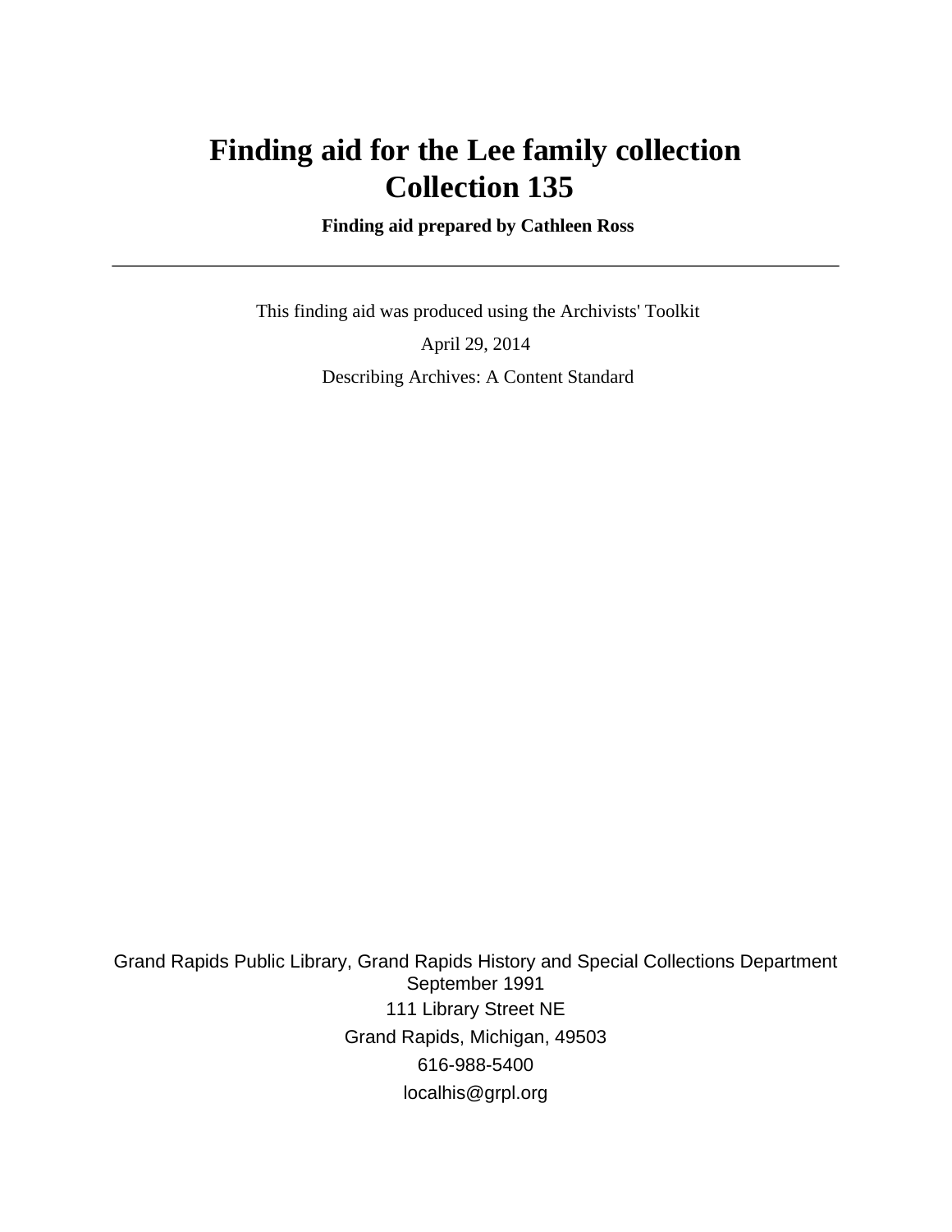# Finding aid for the Lee family collection
# Collection 135

**Finding aid prepared by Cathleen Ross**

---

This finding aid was produced using the Archivists' Toolkit

April 29, 2014

Describing Archives: A Content Standard

Grand Rapids Public Library, Grand Rapids History and Special Collections Department
September 1991
111 Library Street NE
Grand Rapids, Michigan, 49503
616-988-5400
localhis@grpl.org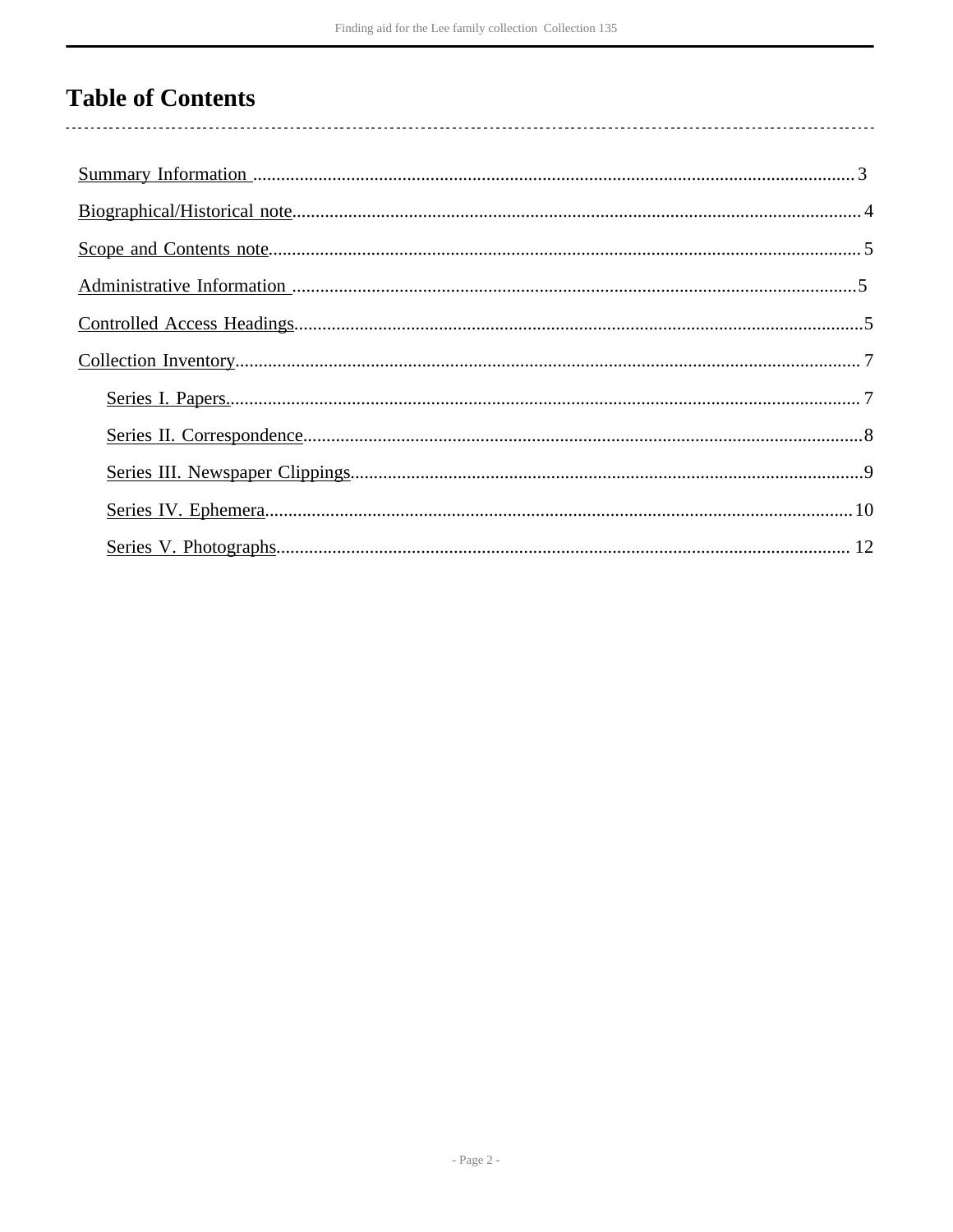# Table of Contents

- Summary Information ........ 3
- Biographical/Historical note ........ 4
- Scope and Contents note ........ 5
- Administrative Information ........ 5
- Controlled Access Headings ........ 5
- Collection Inventory ........ 7
  - Series I. Papers. ........ 7
  - Series II. Correspondence ........ 8
  - Series III. Newspaper Clippings ........ 9
  - Series IV. Ephemera ........ 10
  - Series V. Photographs ........ 12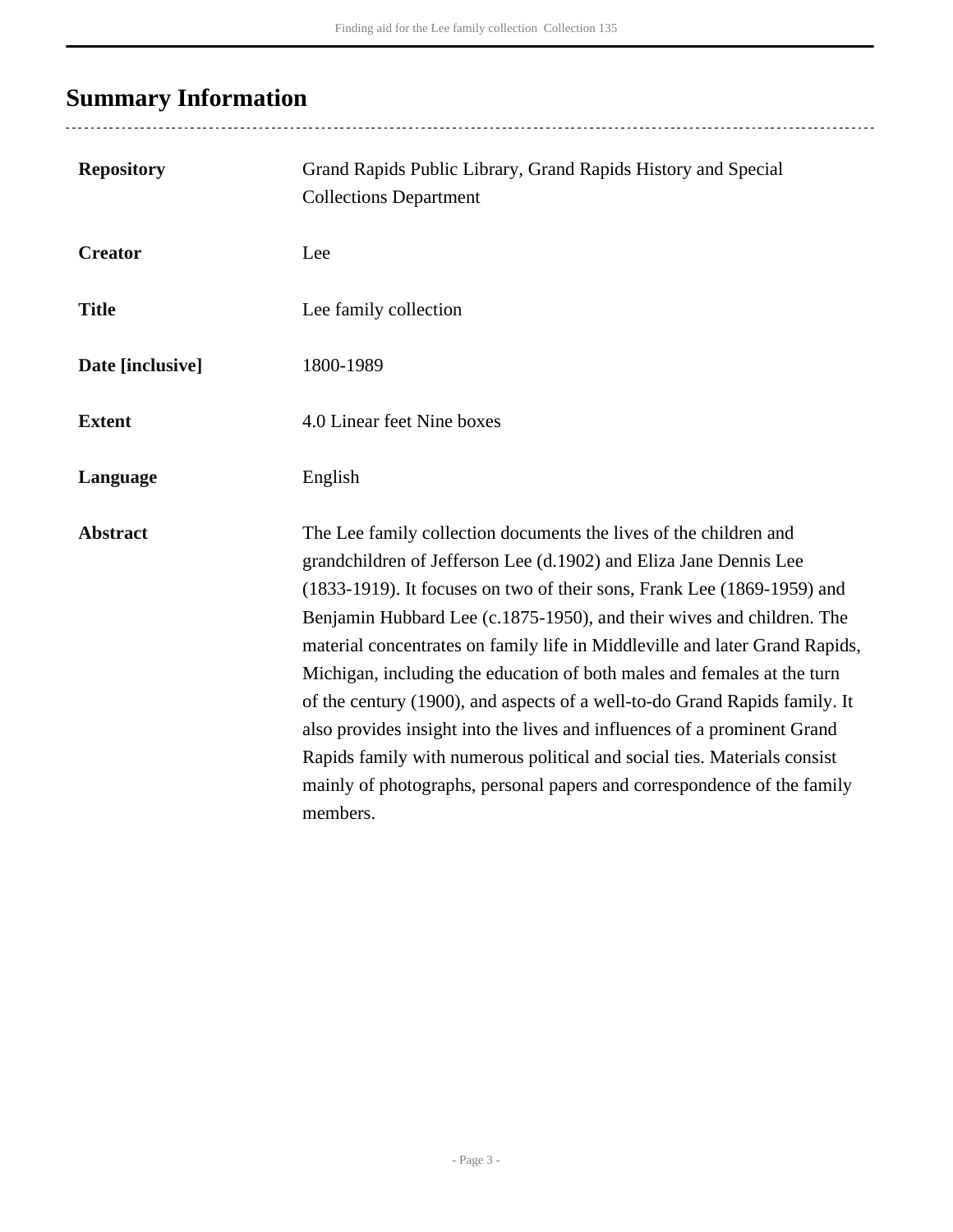## Summary Information

| | |
|---|---|
| **Repository** | Grand Rapids Public Library, Grand Rapids History and Special Collections Department |
| **Creator** | Lee |
| **Title** | Lee family collection |
| **Date [inclusive]** | 1800-1989 |
| **Extent** | 4.0 Linear feet Nine boxes |
| **Language** | English |
| **Abstract** | The Lee family collection documents the lives of the children and grandchildren of Jefferson Lee (d.1902) and Eliza Jane Dennis Lee (1833-1919). It focuses on two of their sons, Frank Lee (1869-1959) and Benjamin Hubbard Lee (c.1875-1950), and their wives and children. The material concentrates on family life in Middleville and later Grand Rapids, Michigan, including the education of both males and females at the turn of the century (1900), and aspects of a well-to-do Grand Rapids family. It also provides insight into the lives and influences of a prominent Grand Rapids family with numerous political and social ties. Materials consist mainly of photographs, personal papers and correspondence of the family members. |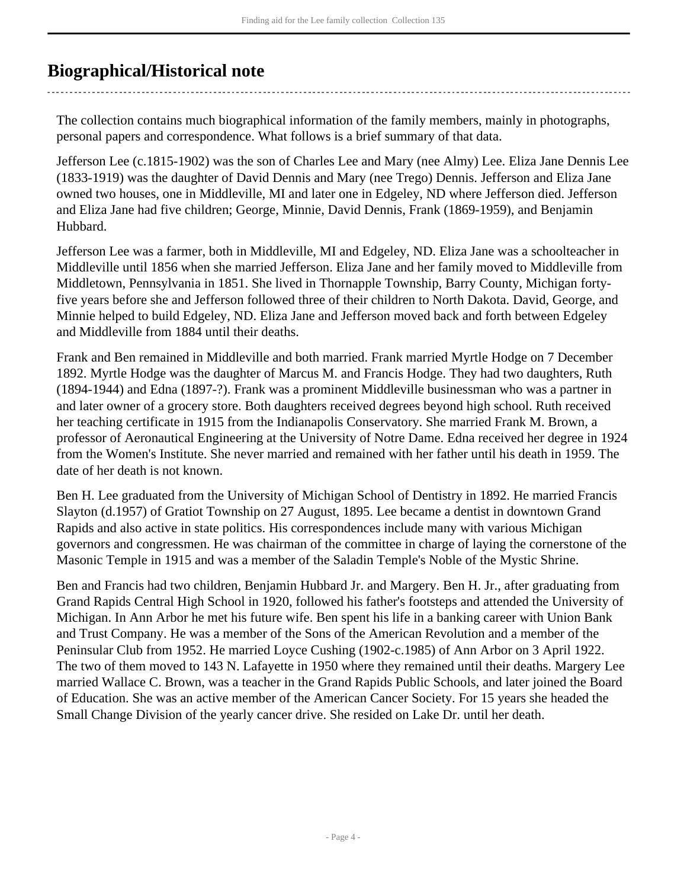## Biographical/Historical note

The collection contains much biographical information of the family members, mainly in photographs, personal papers and correspondence. What follows is a brief summary of that data.

Jefferson Lee (c.1815-1902) was the son of Charles Lee and Mary (nee Almy) Lee. Eliza Jane Dennis Lee (1833-1919) was the daughter of David Dennis and Mary (nee Trego) Dennis. Jefferson and Eliza Jane owned two houses, one in Middleville, MI and later one in Edgeley, ND where Jefferson died. Jefferson and Eliza Jane had five children; George, Minnie, David Dennis, Frank (1869-1959), and Benjamin Hubbard.

Jefferson Lee was a farmer, both in Middleville, MI and Edgeley, ND. Eliza Jane was a schoolteacher in Middleville until 1856 when she married Jefferson. Eliza Jane and her family moved to Middleville from Middletown, Pennsylvania in 1851. She lived in Thornapple Township, Barry County, Michigan forty-five years before she and Jefferson followed three of their children to North Dakota. David, George, and Minnie helped to build Edgeley, ND. Eliza Jane and Jefferson moved back and forth between Edgeley and Middleville from 1884 until their deaths.

Frank and Ben remained in Middleville and both married. Frank married Myrtle Hodge on 7 December 1892. Myrtle Hodge was the daughter of Marcus M. and Francis Hodge. They had two daughters, Ruth (1894-1944) and Edna (1897-?). Frank was a prominent Middleville businessman who was a partner in and later owner of a grocery store. Both daughters received degrees beyond high school. Ruth received her teaching certificate in 1915 from the Indianapolis Conservatory. She married Frank M. Brown, a professor of Aeronautical Engineering at the University of Notre Dame. Edna received her degree in 1924 from the Women's Institute. She never married and remained with her father until his death in 1959. The date of her death is not known.

Ben H. Lee graduated from the University of Michigan School of Dentistry in 1892. He married Francis Slayton (d.1957) of Gratiot Township on 27 August, 1895. Lee became a dentist in downtown Grand Rapids and also active in state politics. His correspondences include many with various Michigan governors and congressmen. He was chairman of the committee in charge of laying the cornerstone of the Masonic Temple in 1915 and was a member of the Saladin Temple's Noble of the Mystic Shrine.

Ben and Francis had two children, Benjamin Hubbard Jr. and Margery. Ben H. Jr., after graduating from Grand Rapids Central High School in 1920, followed his father's footsteps and attended the University of Michigan. In Ann Arbor he met his future wife. Ben spent his life in a banking career with Union Bank and Trust Company. He was a member of the Sons of the American Revolution and a member of the Peninsular Club from 1952. He married Loyce Cushing (1902-c.1985) of Ann Arbor on 3 April 1922. The two of them moved to 143 N. Lafayette in 1950 where they remained until their deaths. Margery Lee married Wallace C. Brown, was a teacher in the Grand Rapids Public Schools, and later joined the Board of Education. She was an active member of the American Cancer Society. For 15 years she headed the Small Change Division of the yearly cancer drive. She resided on Lake Dr. until her death.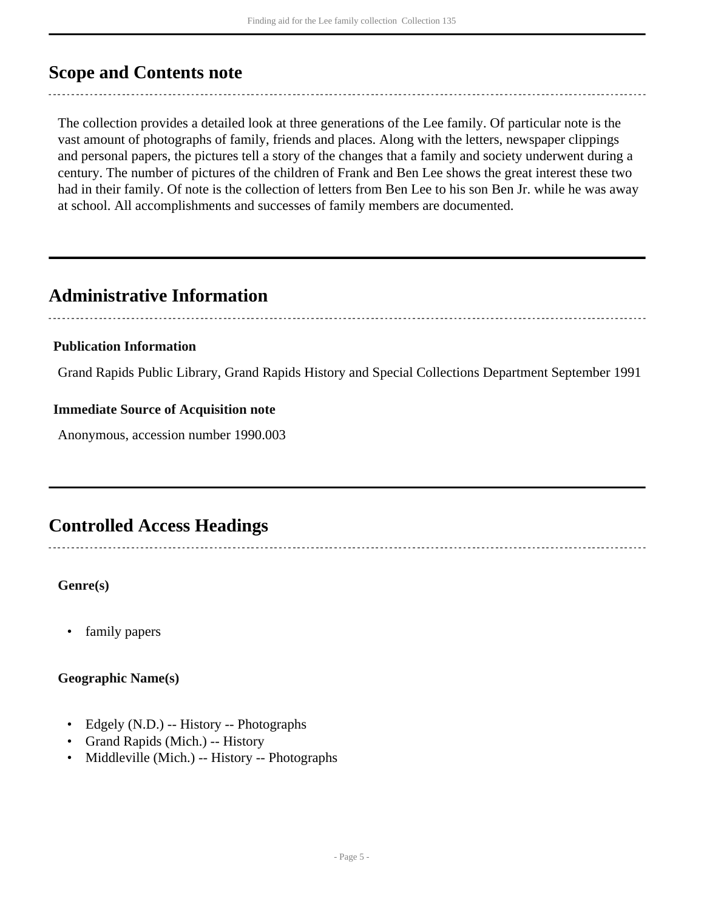## Scope and Contents note

The collection provides a detailed look at three generations of the Lee family. Of particular note is the vast amount of photographs of family, friends and places. Along with the letters, newspaper clippings and personal papers, the pictures tell a story of the changes that a family and society underwent during a century. The number of pictures of the children of Frank and Ben Lee shows the great interest these two had in their family. Of note is the collection of letters from Ben Lee to his son Ben Jr. while he was away at school. All accomplishments and successes of family members are documented.

## Administrative Information

### Publication Information

Grand Rapids Public Library, Grand Rapids History and Special Collections Department September 1991

### Immediate Source of Acquisition note

Anonymous, accession number 1990.003

## Controlled Access Headings

### Genre(s)

- family papers

### Geographic Name(s)

- Edgely (N.D.) -- History -- Photographs
- Grand Rapids (Mich.) -- History
- Middleville (Mich.) -- History -- Photographs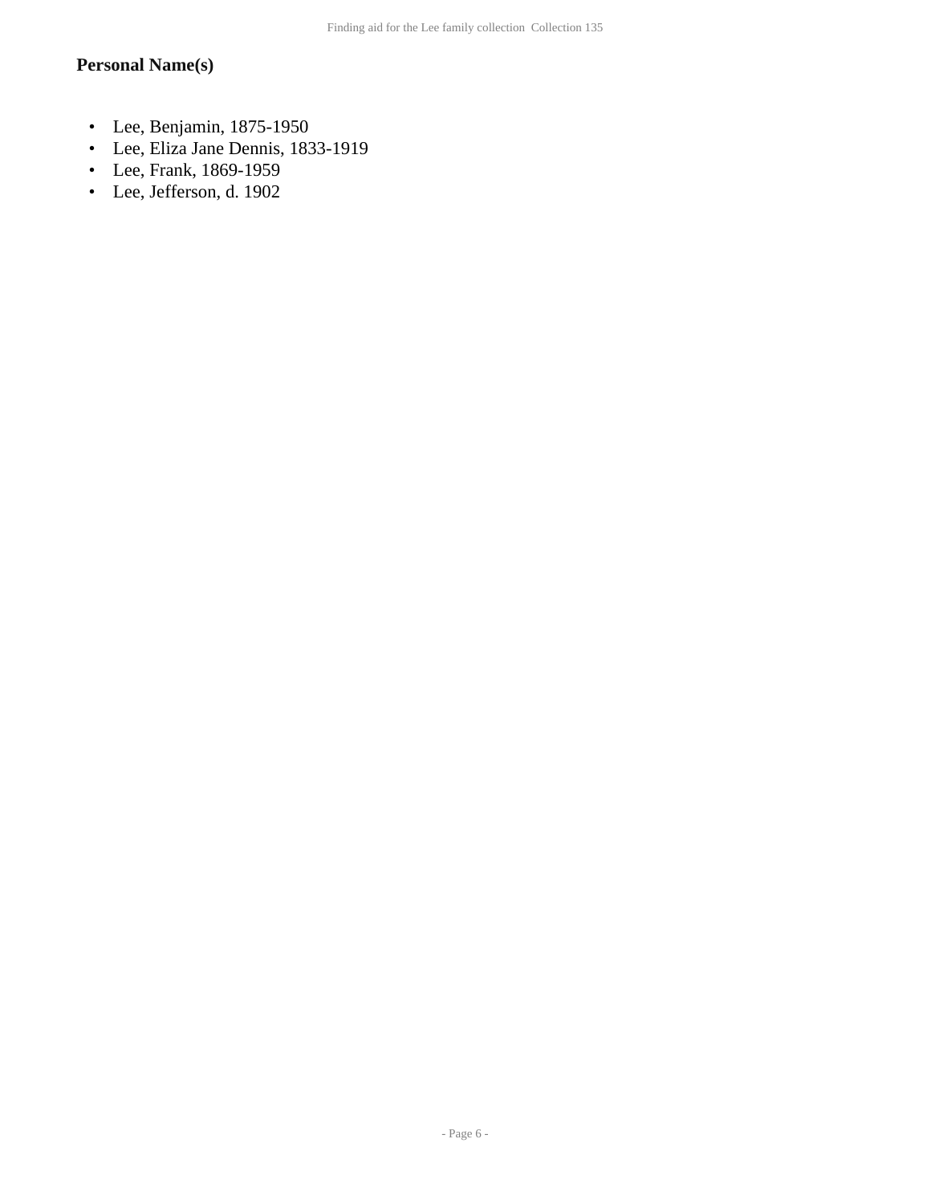### Personal Name(s)

- Lee, Benjamin, 1875-1950
- Lee, Eliza Jane Dennis, 1833-1919
- Lee, Frank, 1869-1959
- Lee, Jefferson, d. 1902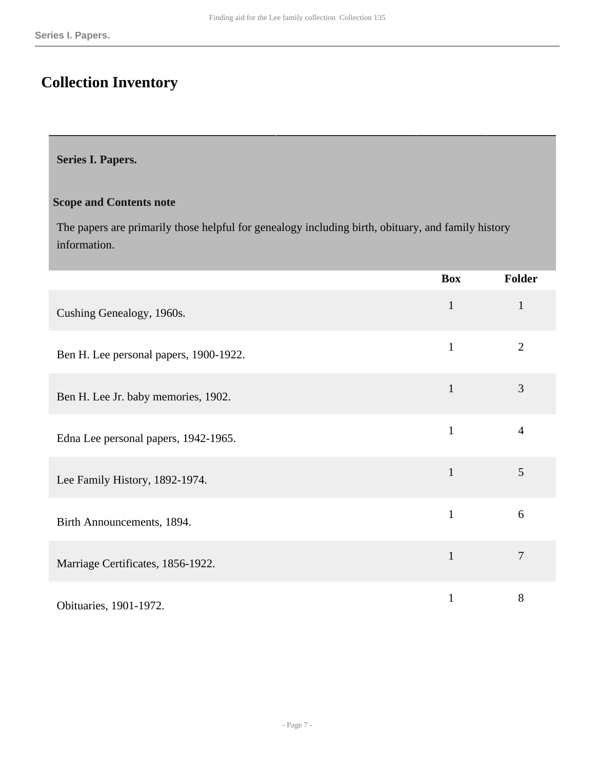# Collection Inventory

## Series I. Papers.

### Scope and Contents note

The papers are primarily those helpful for genealogy including birth, obituary, and family history information.

| | Box | Folder |
|---|---|---|
| Cushing Genealogy, 1960s. | 1 | 1 |
| Ben H. Lee personal papers, 1900-1922. | 1 | 2 |
| Ben H. Lee Jr. baby memories, 1902. | 1 | 3 |
| Edna Lee personal papers, 1942-1965. | 1 | 4 |
| Lee Family History, 1892-1974. | 1 | 5 |
| Birth Announcements, 1894. | 1 | 6 |
| Marriage Certificates, 1856-1922. | 1 | 7 |
| Obituaries, 1901-1972. | 1 | 8 |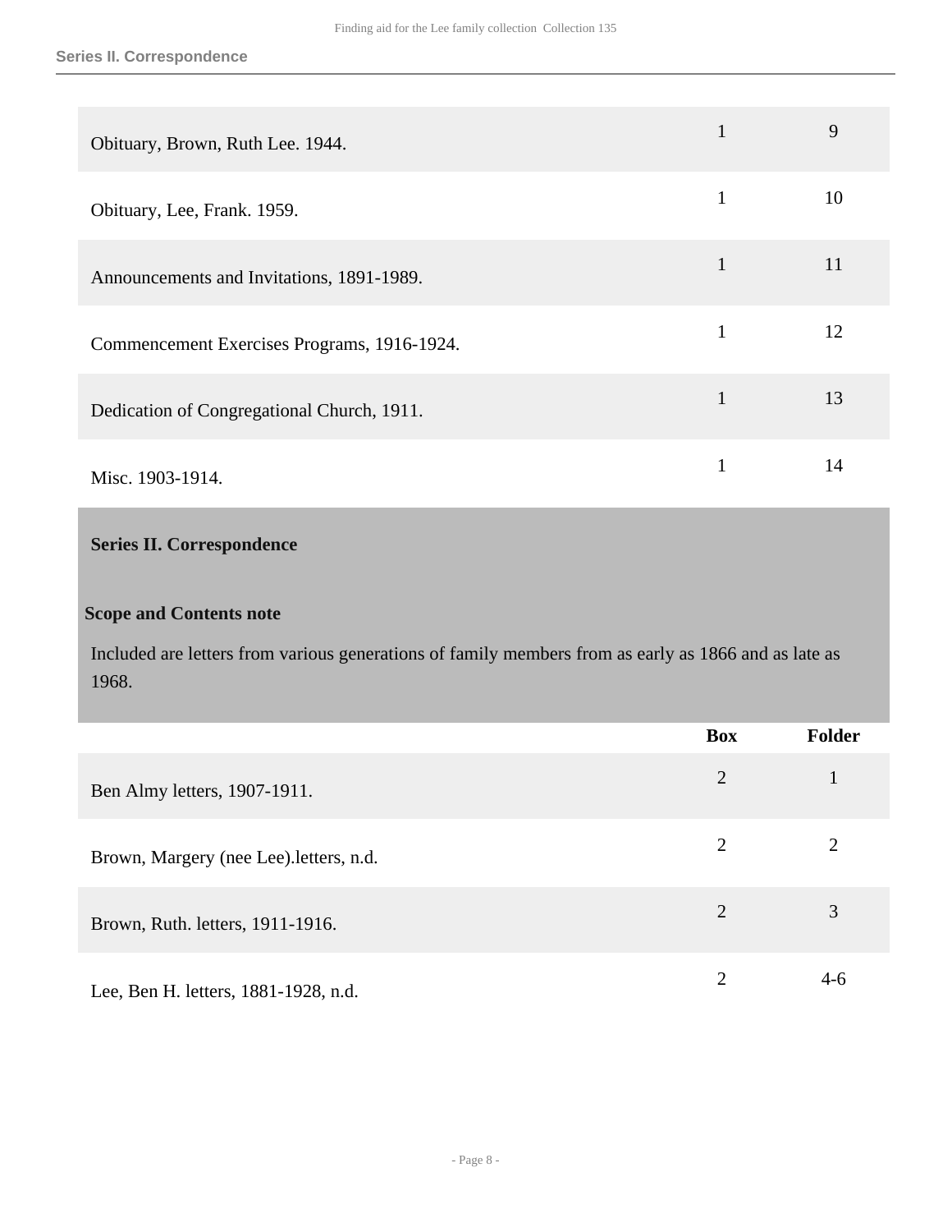| | Box | Folder |
|---|---|---|
| Obituary, Brown, Ruth Lee. 1944. | 1 | 9 |
| Obituary, Lee, Frank. 1959. | 1 | 10 |
| Announcements and Invitations, 1891-1989. | 1 | 11 |
| Commencement Exercises Programs, 1916-1924. | 1 | 12 |
| Dedication of Congregational Church, 1911. | 1 | 13 |
| Misc. 1903-1914. | 1 | 14 |

## Series II. Correspondence

### Scope and Contents note

Included are letters from various generations of family members from as early as 1866 and as late as 1968.

| | Box | Folder |
|---|---|---|
| Ben Almy letters, 1907-1911. | 2 | 1 |
| Brown, Margery (nee Lee).letters, n.d. | 2 | 2 |
| Brown, Ruth. letters, 1911-1916. | 2 | 3 |
| Lee, Ben H. letters, 1881-1928, n.d. | 2 | 4-6 |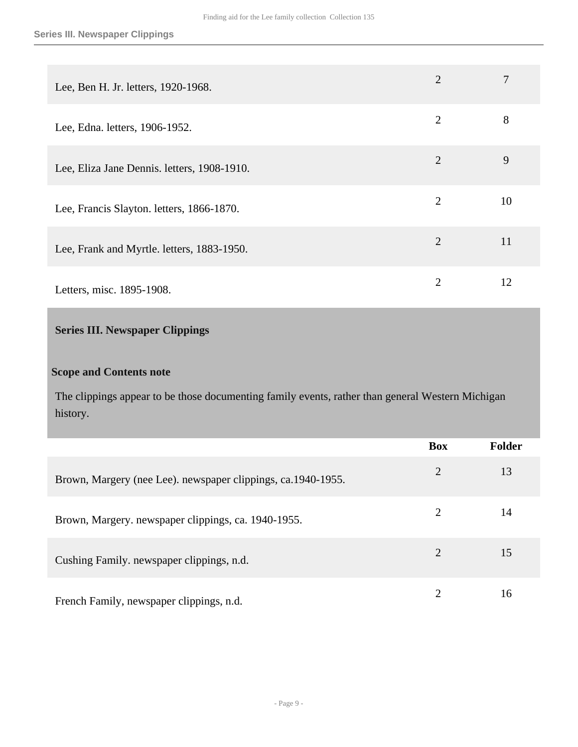| | Box | Folder |
|---|---|---|
| Lee, Ben H. Jr. letters, 1920-1968. | 2 | 7 |
| Lee, Edna. letters, 1906-1952. | 2 | 8 |
| Lee, Eliza Jane Dennis. letters, 1908-1910. | 2 | 9 |
| Lee, Francis Slayton. letters, 1866-1870. | 2 | 10 |
| Lee, Frank and Myrtle. letters, 1883-1950. | 2 | 11 |
| Letters, misc. 1895-1908. | 2 | 12 |

## Series III. Newspaper Clippings

### Scope and Contents note

The clippings appear to be those documenting family events, rather than general Western Michigan history.

| | Box | Folder |
|---|---|---|
| Brown, Margery (nee Lee). newspaper clippings, ca.1940-1955. | 2 | 13 |
| Brown, Margery. newspaper clippings, ca. 1940-1955. | 2 | 14 |
| Cushing Family. newspaper clippings, n.d. | 2 | 15 |
| French Family, newspaper clippings, n.d. | 2 | 16 |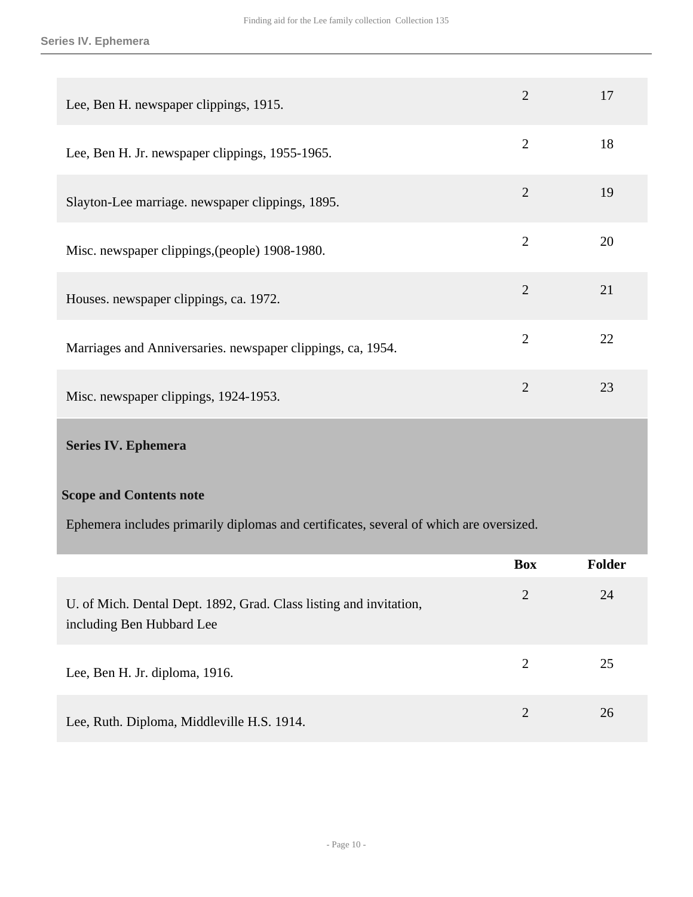| | Box | Folder |
|---|---|---|
| Lee, Ben H. newspaper clippings, 1915. | 2 | 17 |
| Lee, Ben H. Jr. newspaper clippings, 1955-1965. | 2 | 18 |
| Slayton-Lee marriage. newspaper clippings, 1895. | 2 | 19 |
| Misc. newspaper clippings,(people) 1908-1980. | 2 | 20 |
| Houses. newspaper clippings, ca. 1972. | 2 | 21 |
| Marriages and Anniversaries. newspaper clippings, ca, 1954. | 2 | 22 |
| Misc. newspaper clippings, 1924-1953. | 2 | 23 |

## Series IV. Ephemera

### Scope and Contents note

Ephemera includes primarily diplomas and certificates, several of which are oversized.

| | Box | Folder |
|---|---|---|
| U. of Mich. Dental Dept. 1892, Grad. Class listing and invitation, including Ben Hubbard Lee | 2 | 24 |
| Lee, Ben H. Jr. diploma, 1916. | 2 | 25 |
| Lee, Ruth. Diploma, Middleville H.S. 1914. | 2 | 26 |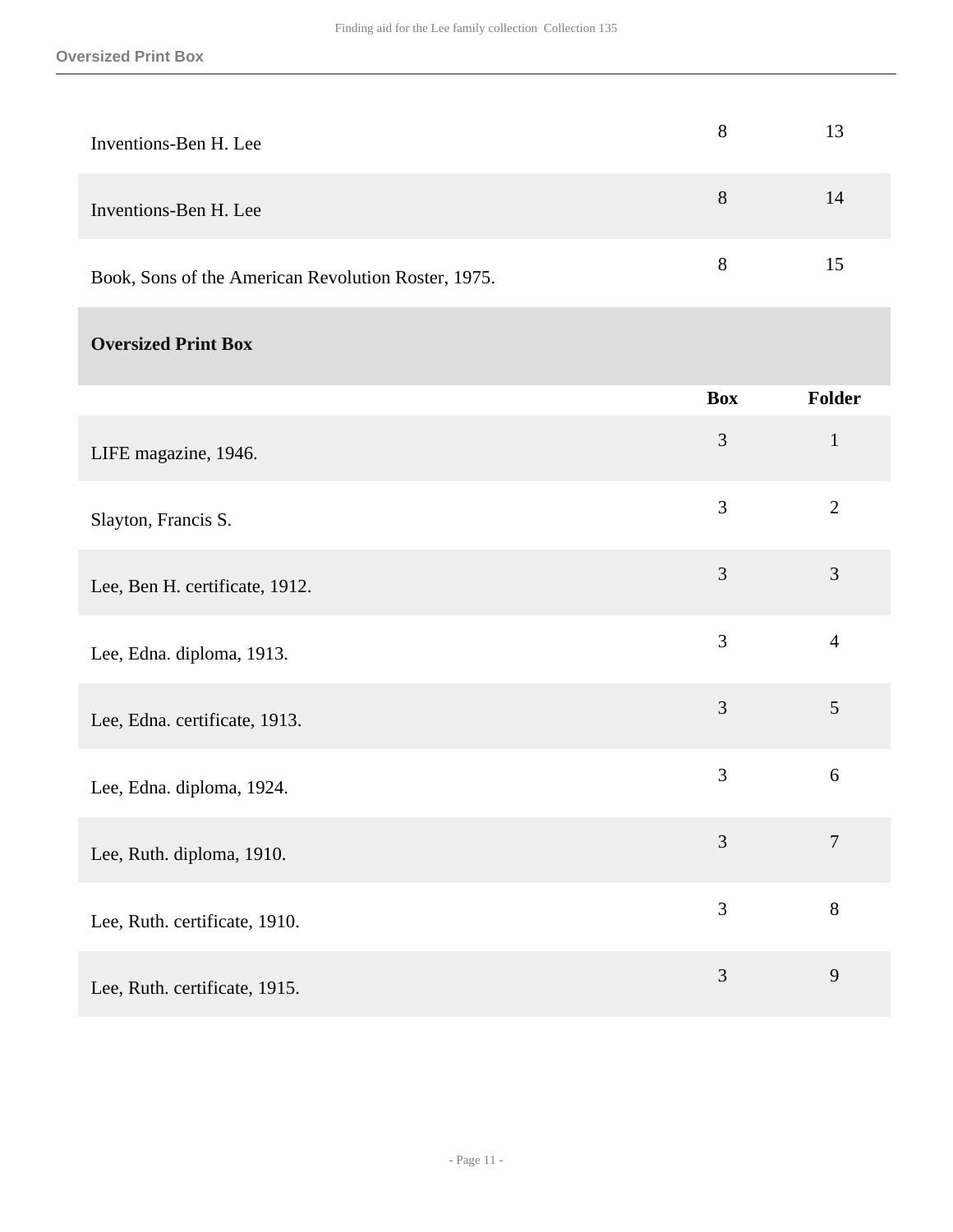| | | |
|---|---|---|
| Inventions-Ben H. Lee | 8 | 13 |
| Inventions-Ben H. Lee | 8 | 14 |
| Book, Sons of the American Revolution Roster, 1975. | 8 | 15 |

## Oversized Print Box

| | Box | Folder |
|---|---|---|
| LIFE magazine, 1946. | 3 | 1 |
| Slayton, Francis S. | 3 | 2 |
| Lee, Ben H. certificate, 1912. | 3 | 3 |
| Lee, Edna. diploma, 1913. | 3 | 4 |
| Lee, Edna. certificate, 1913. | 3 | 5 |
| Lee, Edna. diploma, 1924. | 3 | 6 |
| Lee, Ruth. diploma, 1910. | 3 | 7 |
| Lee, Ruth. certificate, 1910. | 3 | 8 |
| Lee, Ruth. certificate, 1915. | 3 | 9 |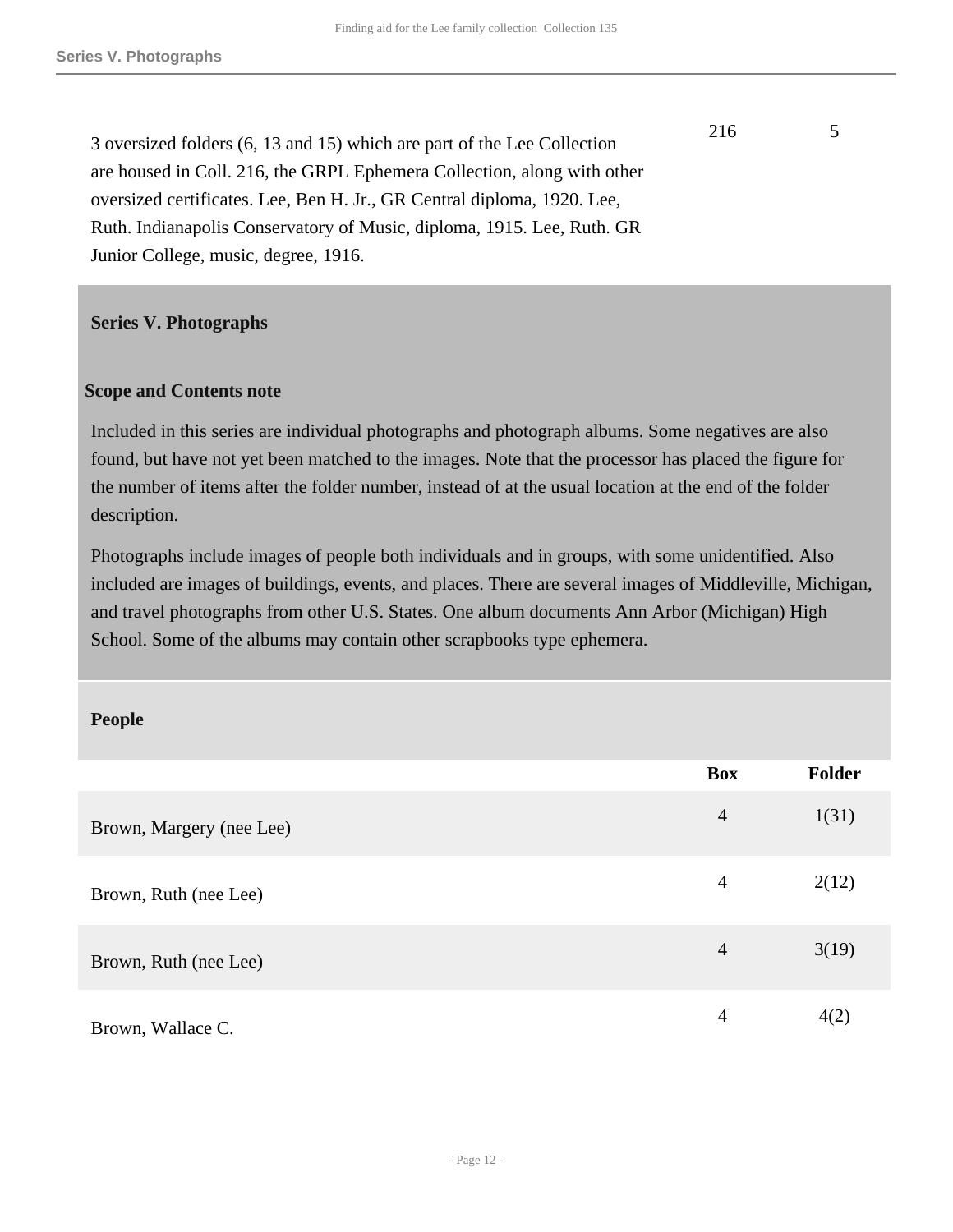| | Box | Folder |
|---|---|---|
| 3 oversized folders (6, 13 and 15) which are part of the Lee Collection are housed in Coll. 216, the GRPL Ephemera Collection, along with other oversized certificates. Lee, Ben H. Jr., GR Central diploma, 1920. Lee, Ruth. Indianapolis Conservatory of Music, diploma, 1915. Lee, Ruth. GR Junior College, music, degree, 1916. | 216 | 5 |

## Series V. Photographs

### Scope and Contents note

Included in this series are individual photographs and photograph albums. Some negatives are also found, but have not yet been matched to the images. Note that the processor has placed the figure for the number of items after the folder number, instead of at the usual location at the end of the folder description.

Photographs include images of people both individuals and in groups, with some unidentified. Also included are images of buildings, events, and places. There are several images of Middleville, Michigan, and travel photographs from other U.S. States. One album documents Ann Arbor (Michigan) High School. Some of the albums may contain other scrapbooks type ephemera.

### People

| | Box | Folder |
|---|---|---|
| Brown, Margery (nee Lee) | 4 | 1(31) |
| Brown, Ruth (nee Lee) | 4 | 2(12) |
| Brown, Ruth (nee Lee) | 4 | 3(19) |
| Brown, Wallace C. | 4 | 4(2) |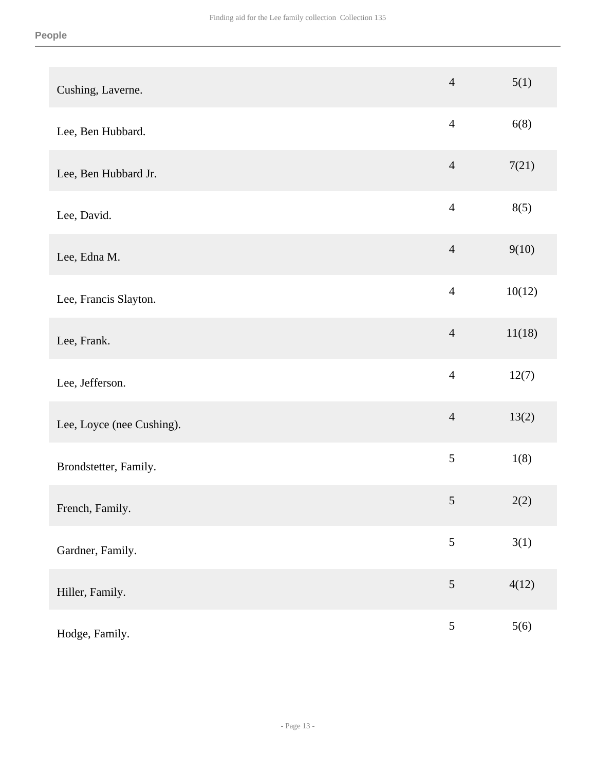| | | |
|---|---|---|
| Cushing, Laverne. | 4 | 5(1) |
| Lee, Ben Hubbard. | 4 | 6(8) |
| Lee, Ben Hubbard Jr. | 4 | 7(21) |
| Lee, David. | 4 | 8(5) |
| Lee, Edna M. | 4 | 9(10) |
| Lee, Francis Slayton. | 4 | 10(12) |
| Lee, Frank. | 4 | 11(18) |
| Lee, Jefferson. | 4 | 12(7) |
| Lee, Loyce (nee Cushing). | 4 | 13(2) |
| Brondstetter, Family. | 5 | 1(8) |
| French, Family. | 5 | 2(2) |
| Gardner, Family. | 5 | 3(1) |
| Hiller, Family. | 5 | 4(12) |
| Hodge, Family. | 5 | 5(6) |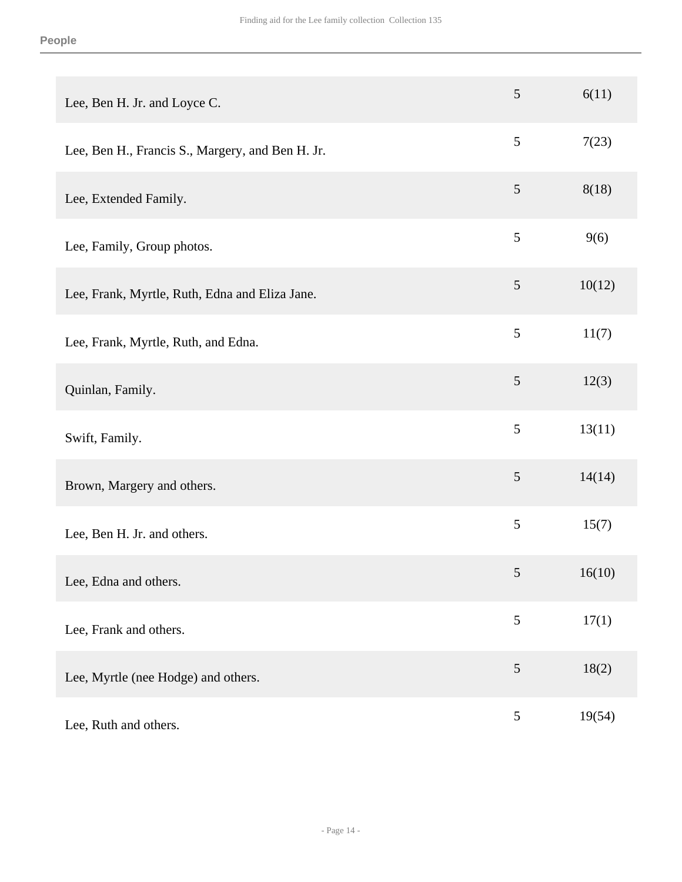| | | |
|---|---|---|
| Lee, Ben H. Jr. and Loyce C. | 5 | 6(11) |
| Lee, Ben H., Francis S., Margery, and Ben H. Jr. | 5 | 7(23) |
| Lee, Extended Family. | 5 | 8(18) |
| Lee, Family, Group photos. | 5 | 9(6) |
| Lee, Frank, Myrtle, Ruth, Edna and Eliza Jane. | 5 | 10(12) |
| Lee, Frank, Myrtle, Ruth, and Edna. | 5 | 11(7) |
| Quinlan, Family. | 5 | 12(3) |
| Swift, Family. | 5 | 13(11) |
| Brown, Margery and others. | 5 | 14(14) |
| Lee, Ben H. Jr. and others. | 5 | 15(7) |
| Lee, Edna and others. | 5 | 16(10) |
| Lee, Frank and others. | 5 | 17(1) |
| Lee, Myrtle (nee Hodge) and others. | 5 | 18(2) |
| Lee, Ruth and others. | 5 | 19(54) |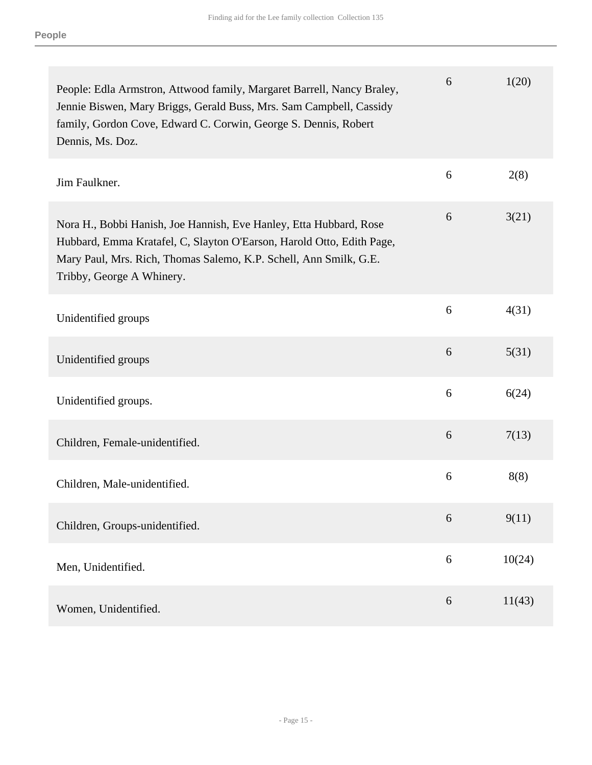## People

| | | |
|---|---|---|
| People: Edla Armstron, Attwood family, Margaret Barrell, Nancy Braley, Jennie Biswen, Mary Briggs, Gerald Buss, Mrs. Sam Campbell, Cassidy family, Gordon Cove, Edward C. Corwin, George S. Dennis, Robert Dennis, Ms. Doz. | 6 | 1(20) |
| Jim Faulkner. | 6 | 2(8) |
| Nora H., Bobbi Hanish, Joe Hannish, Eve Hanley, Etta Hubbard, Rose Hubbard, Emma Kratafel, C, Slayton O'Earson, Harold Otto, Edith Page, Mary Paul, Mrs. Rich, Thomas Salemo, K.P. Schell, Ann Smilk, G.E. Tribby, George A Whinery. | 6 | 3(21) |
| Unidentified groups | 6 | 4(31) |
| Unidentified groups | 6 | 5(31) |
| Unidentified groups. | 6 | 6(24) |
| Children, Female-unidentified. | 6 | 7(13) |
| Children, Male-unidentified. | 6 | 8(8) |
| Children, Groups-unidentified. | 6 | 9(11) |
| Men, Unidentified. | 6 | 10(24) |
| Women, Unidentified. | 6 | 11(43) |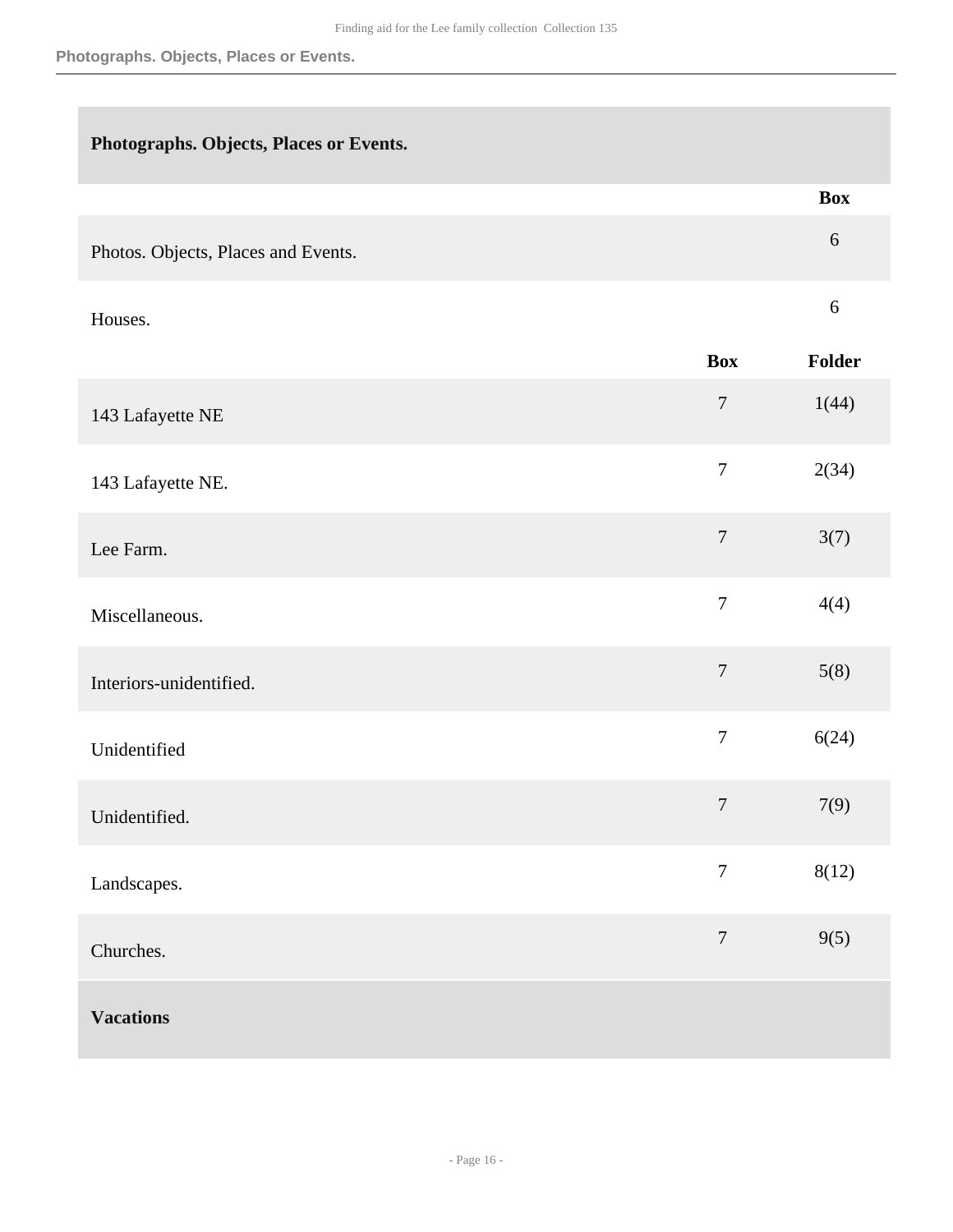## Photographs. Objects, Places or Events.

| | Box |
|---|---|
| Photos. Objects, Places and Events. | 6 |
| Houses. | 6 |

| | Box | Folder |
|---|---|---|
| 143 Lafayette NE | 7 | 1(44) |
| 143 Lafayette NE. | 7 | 2(34) |
| Lee Farm. | 7 | 3(7) |
| Miscellaneous. | 7 | 4(4) |
| Interiors-unidentified. | 7 | 5(8) |
| Unidentified | 7 | 6(24) |
| Unidentified. | 7 | 7(9) |
| Landscapes. | 7 | 8(12) |
| Churches. | 7 | 9(5) |

## Vacations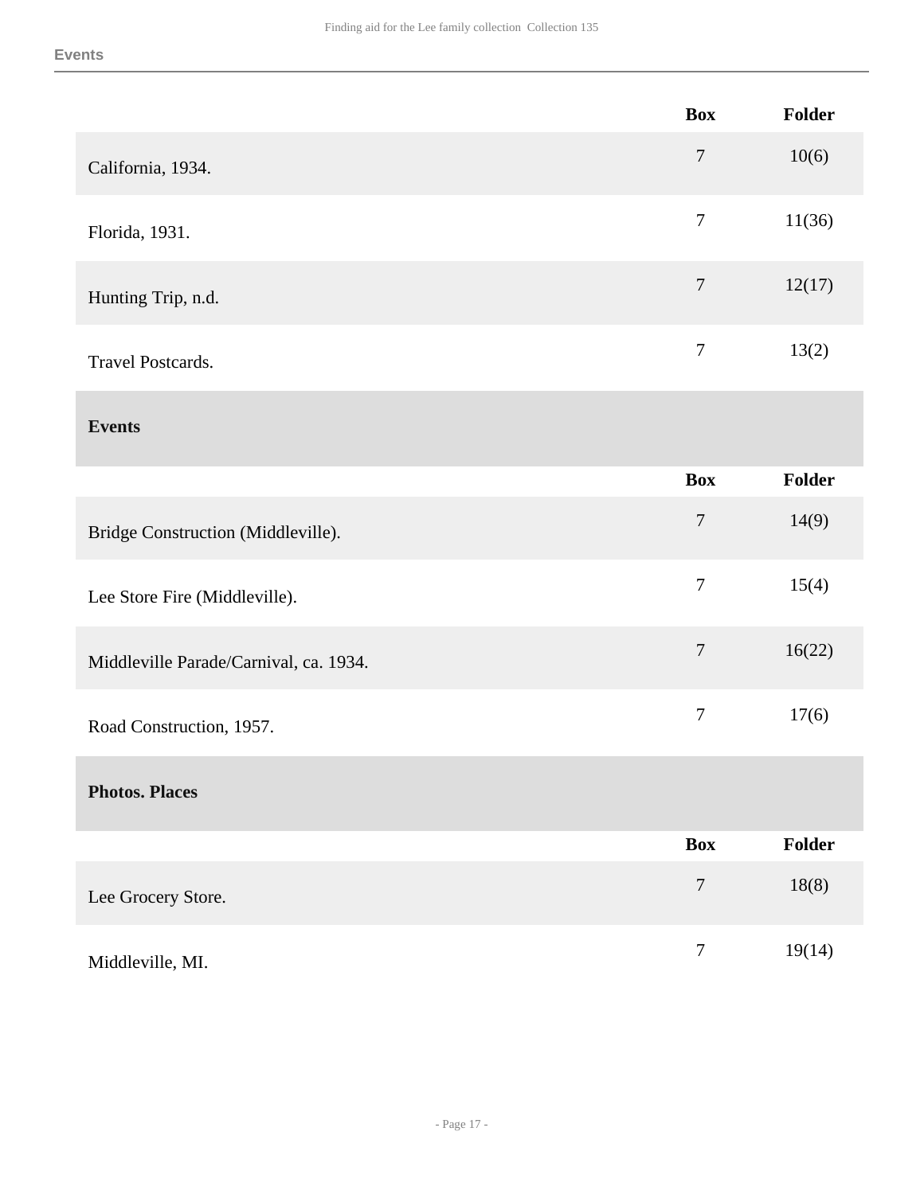| | Box | Folder |
|---|---|---|
| California, 1934. | 7 | 10(6) |
| Florida, 1931. | 7 | 11(36) |
| Hunting Trip, n.d. | 7 | 12(17) |
| Travel Postcards. | 7 | 13(2) |

### Events

| | Box | Folder |
|---|---|---|
| Bridge Construction (Middleville). | 7 | 14(9) |
| Lee Store Fire (Middleville). | 7 | 15(4) |
| Middleville Parade/Carnival, ca. 1934. | 7 | 16(22) |
| Road Construction, 1957. | 7 | 17(6) |

### Photos. Places

| | Box | Folder |
|---|---|---|
| Lee Grocery Store. | 7 | 18(8) |
| Middleville, MI. | 7 | 19(14) |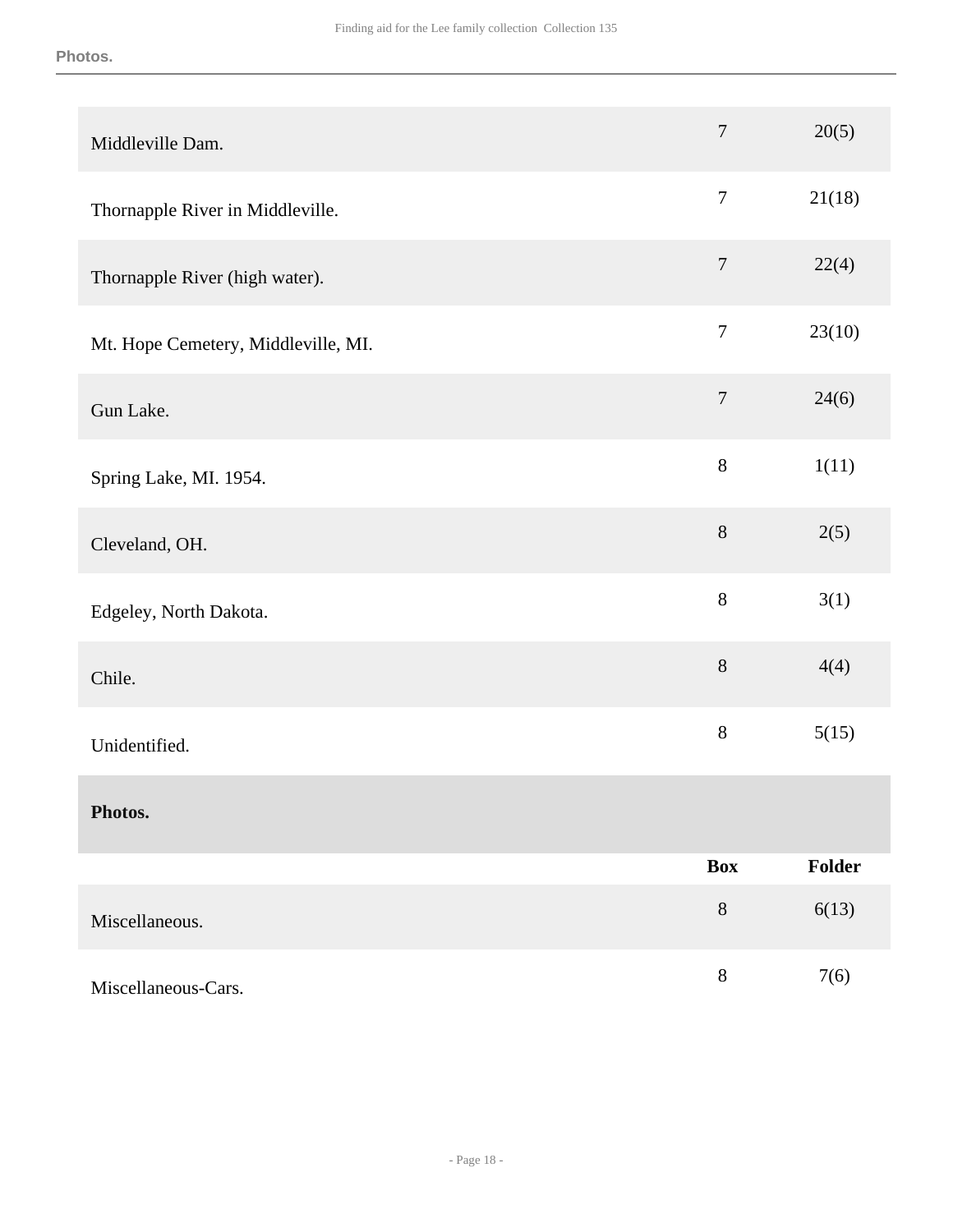| | Box | Folder |
|---|---|---|
| Middleville Dam. | 7 | 20(5) |
| Thornapple River in Middleville. | 7 | 21(18) |
| Thornapple River (high water). | 7 | 22(4) |
| Mt. Hope Cemetery, Middleville, MI. | 7 | 23(10) |
| Gun Lake. | 7 | 24(6) |
| Spring Lake, MI. 1954. | 8 | 1(11) |
| Cleveland, OH. | 8 | 2(5) |
| Edgeley, North Dakota. | 8 | 3(1) |
| Chile. | 8 | 4(4) |
| Unidentified. | 8 | 5(15) |

**Photos.**

| | Box | Folder |
|---|---|---|
| Miscellaneous. | 8 | 6(13) |
| Miscellaneous-Cars. | 8 | 7(6) |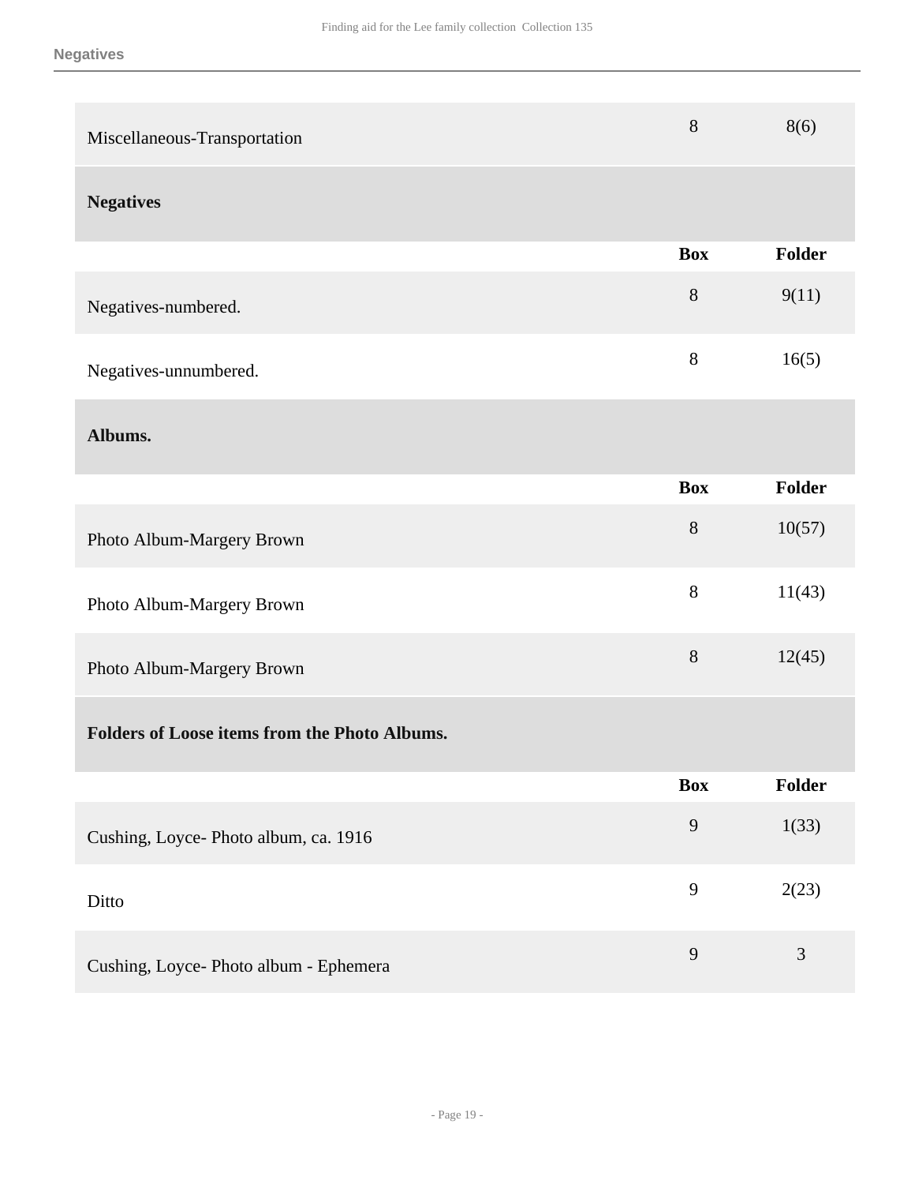| | Box | Folder |
|---|---|---|
| Miscellaneous-Transportation | 8 | 8(6) |

## Negatives

| | Box | Folder |
|---|---|---|
| Negatives-numbered. | 8 | 9(11) |
| Negatives-unnumbered. | 8 | 16(5) |

## Albums.

| | Box | Folder |
|---|---|---|
| Photo Album-Margery Brown | 8 | 10(57) |
| Photo Album-Margery Brown | 8 | 11(43) |
| Photo Album-Margery Brown | 8 | 12(45) |

## Folders of Loose items from the Photo Albums.

| | Box | Folder |
|---|---|---|
| Cushing, Loyce- Photo album, ca. 1916 | 9 | 1(33) |
| Ditto | 9 | 2(23) |
| Cushing, Loyce- Photo album - Ephemera | 9 | 3 |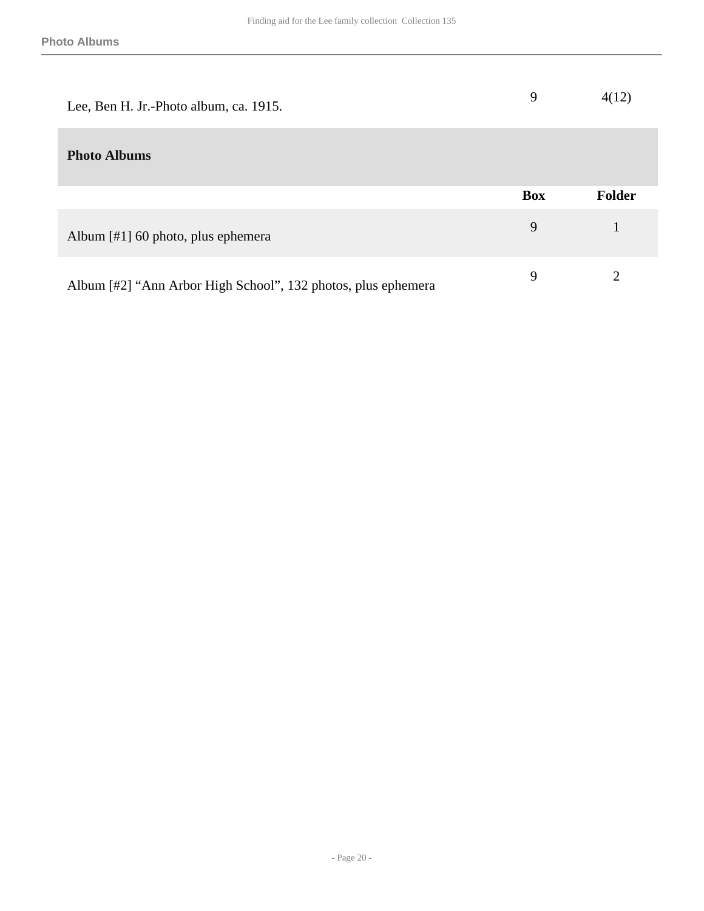| | Box | Folder |
|---|---|---|
| Lee, Ben H. Jr.-Photo album, ca. 1915. | 9 | 4(12) |

## Photo Albums

| | Box | Folder |
|---|---|---|
| Album [#1] 60 photo, plus ephemera | 9 | 1 |
| Album [#2] "Ann Arbor High School", 132 photos, plus ephemera | 9 | 2 |